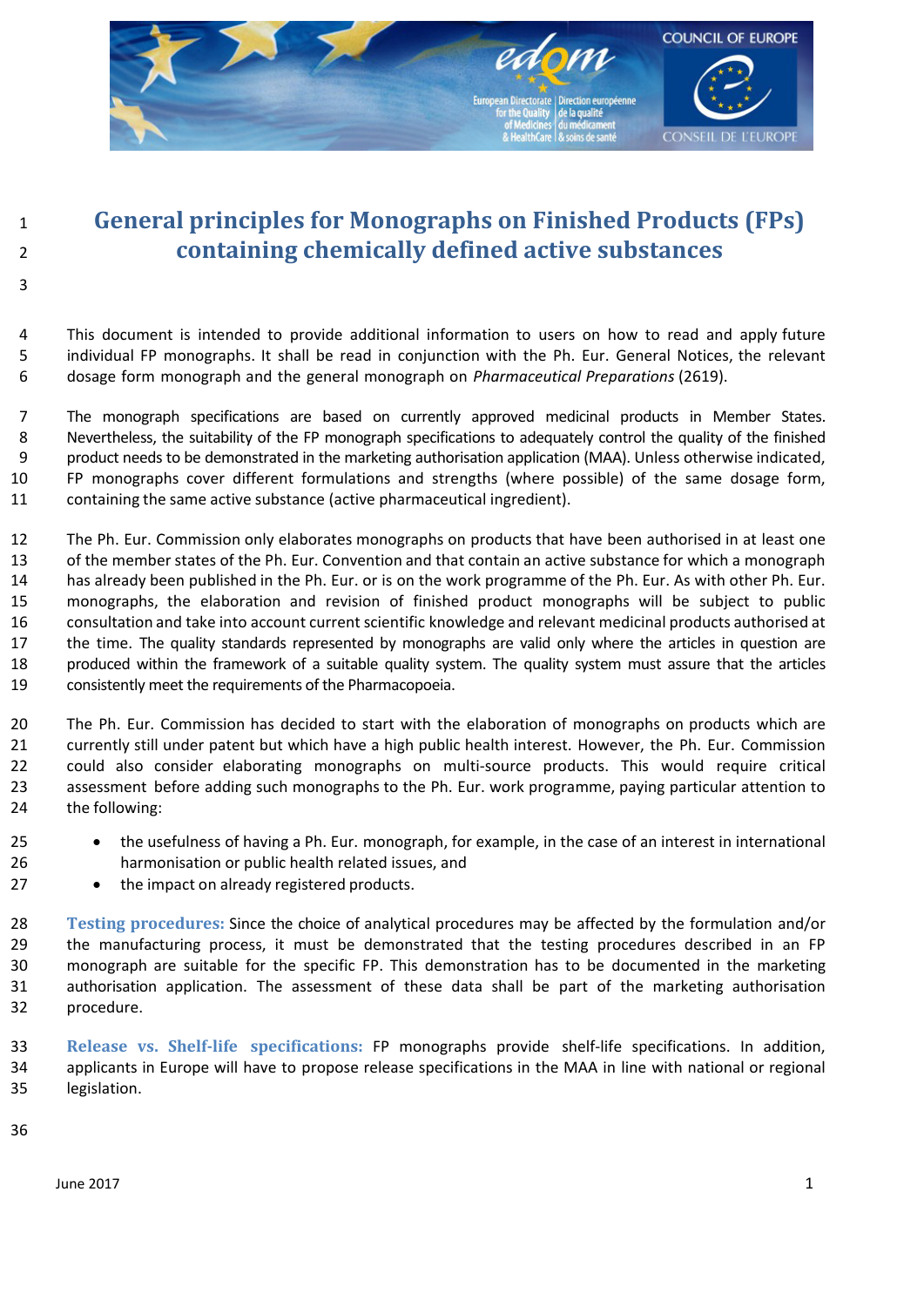# General principles for Monographs on Finished Products (FPs) containing chemically defined active substances

This document is intended to provide additional information to users on how to read and apply future individual FP monographs. It shall be read in conjunction with the Ph. Eur. General Notices, the relevant dosage form monograph and the general monograph on *Pharmaceutical Preparations* (2619).

The monograph specifications are based on currently approved medicinal products in Member States. Nevertheless, the suitability of the FP monograph specifications to adequately control the quality of the finished product needs to be demonstrated in the marketing authorisation application (MAA). Unless otherwise indicated, FP monographs cover different formulations and strengths (where possible) of the same dosage form, containing the same active substance (active pharmaceutical ingredient).

The Ph. Eur. Commission only elaborates monographs on products that have been authorised in at least one of the member states of the Ph. Eur. Convention and that contain an active substance for which a monograph has already been published in the Ph. Eur. or is on the work programme of the Ph. Eur. As with other Ph. Eur. monographs, the elaboration and revision of finished product monographs will be subject to public consultation and take into account current scientific knowledge and relevant medicinal products authorised at the time. The quality standards represented by monographs are valid only where the articles in question are produced within the framework of a suitable quality system. The quality system must assure that the articles consistently meet the requirements of the Pharmacopoeia.

The Ph. Eur. Commission has decided to start with the elaboration of monographs on products which are currently still under patent but which have a high public health interest. However, the Ph. Eur. Commission could also consider elaborating monographs on multi-source products. This would require critical assessment before adding such monographs to the Ph. Eur. work programme, paying particular attention to the following:

- the usefulness of having a Ph. Eur. monograph, for example, in the case of an interest in international harmonisation or public health related issues, and
- the impact on already registered products.

**Testing procedures:** Since the choice of analytical procedures may be affected by the formulation and/or the manufacturing process, it must be demonstrated that the testing procedures described in an FP monograph are suitable for the specific FP. This demonstration has to be documented in the marketing authorisation application. The assessment of these data shall be part of the marketing authorisation procedure.

**Release vs. Shelf-life specifications:** FP monographs provide shelf-life specifications. In addition, applicants in Europe will have to propose release specifications in the MAA in line with national or regional legislation.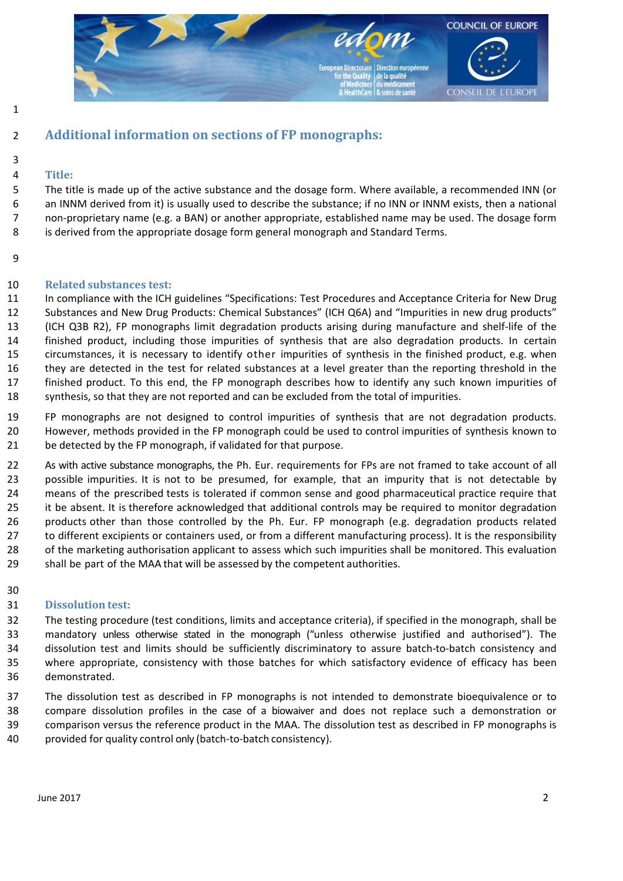## Additional information on sections of FP monographs:

### Title:

The title is made up of the active substance and the dosage form. Where available, a recommended INN (or an INNM derived from it) is usually used to describe the substance; if no INN or INNM exists, then a national non-proprietary name (e.g. a BAN) or another appropriate, established name may be used. The dosage form is derived from the appropriate dosage form general monograph and Standard Terms.

### Related substances test:

In compliance with the ICH guidelines "Specifications: Test Procedures and Acceptance Criteria for New Drug Substances and New Drug Products: Chemical Substances" (ICH Q6A) and "Impurities in new drug products" (ICH Q3B R2), FP monographs limit degradation products arising during manufacture and shelf-life of the finished product, including those impurities of synthesis that are also degradation products. In certain circumstances, it is necessary to identify other impurities of synthesis in the finished product, e.g. when they are detected in the test for related substances at a level greater than the reporting threshold in the finished product. To this end, the FP monograph describes how to identify any such known impurities of synthesis, so that they are not reported and can be excluded from the total of impurities.

FP monographs are not designed to control impurities of synthesis that are not degradation products. However, methods provided in the FP monograph could be used to control impurities of synthesis known to be detected by the FP monograph, if validated for that purpose.

As with active substance monographs, the Ph. Eur. requirements for FPs are not framed to take account of all possible impurities. It is not to be presumed, for example, that an impurity that is not detectable by means of the prescribed tests is tolerated if common sense and good pharmaceutical practice require that it be absent. It is therefore acknowledged that additional controls may be required to monitor degradation products other than those controlled by the Ph. Eur. FP monograph (e.g. degradation products related to different excipients or containers used, or from a different manufacturing process). It is the responsibility of the marketing authorisation applicant to assess which such impurities shall be monitored. This evaluation shall be part of the MAA that will be assessed by the competent authorities.

### Dissolution test:

The testing procedure (test conditions, limits and acceptance criteria), if specified in the monograph, shall be mandatory unless otherwise stated in the monograph ("unless otherwise justified and authorised"). The dissolution test and limits should be sufficiently discriminatory to assure batch-to-batch consistency and where appropriate, consistency with those batches for which satisfactory evidence of efficacy has been demonstrated.

The dissolution test as described in FP monographs is not intended to demonstrate bioequivalence or to compare dissolution profiles in the case of a biowaiver and does not replace such a demonstration or comparison versus the reference product in the MAA. The dissolution test as described in FP monographs is provided for quality control only (batch-to-batch consistency).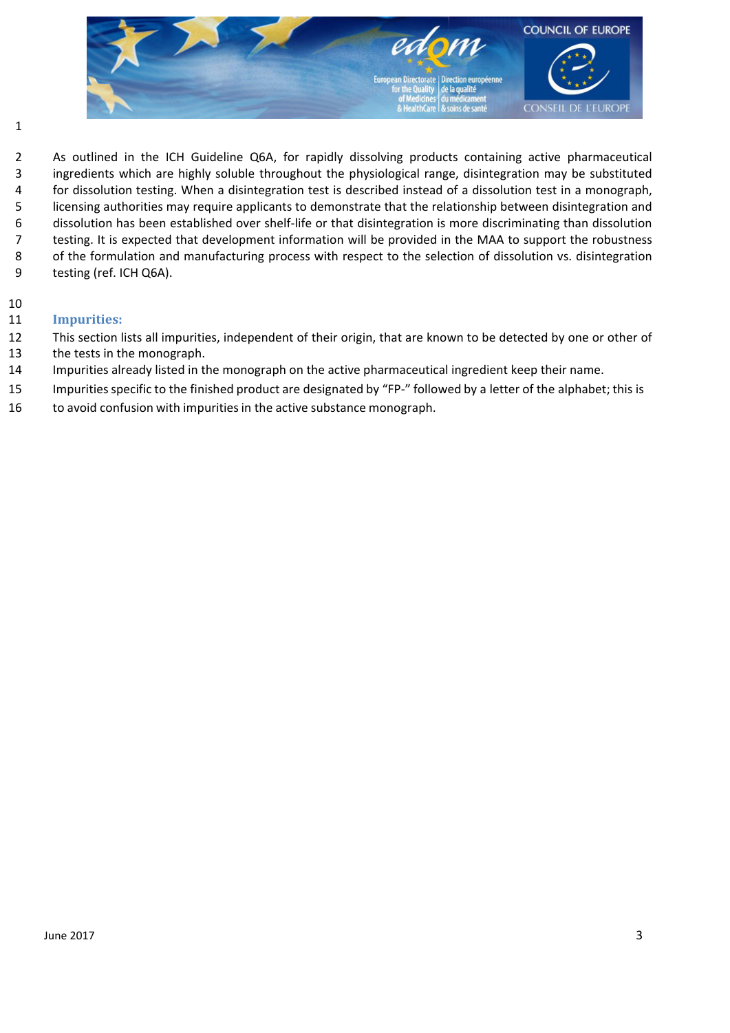As outlined in the ICH Guideline Q6A, for rapidly dissolving products containing active pharmaceutical ingredients which are highly soluble throughout the physiological range, disintegration may be substituted for dissolution testing. When a disintegration test is described instead of a dissolution test in a monograph, licensing authorities may require applicants to demonstrate that the relationship between disintegration and dissolution has been established over shelf-life or that disintegration is more discriminating than dissolution testing. It is expected that development information will be provided in the MAA to support the robustness of the formulation and manufacturing process with respect to the selection of dissolution vs. disintegration testing (ref. ICH Q6A).

### Impurities:

This section lists all impurities, independent of their origin, that are known to be detected by one or other of the tests in the monograph.

Impurities already listed in the monograph on the active pharmaceutical ingredient keep their name.

Impurities specific to the finished product are designated by "FP-" followed by a letter of the alphabet; this is to avoid confusion with impurities in the active substance monograph.